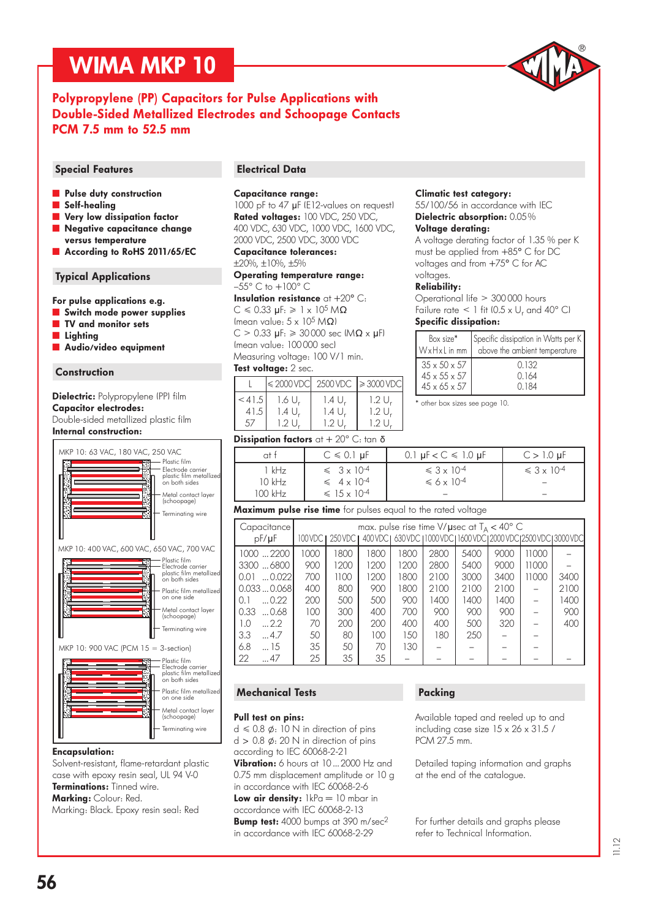# WIMA MKP 10

## Polypropylene (PP) Capacitors for Pulse Applications with Double-Sided Metallized Electrodes and Schoopage Contacts PCM 7.5 mm to 52.5 mm

## Special Features

- **Pulse duty construction**
- **Self-healing**
- **Very low dissipation factor**
- **Negative capacitance change versus temperature**
- **According to RoHS 2011/65/EC**

## Typical Applications

**For pulse applications e.g.**

- **Switch mode power supplies**
- **TV and monitor sets**
- **Lighting**
- **Audio/video equipment**

## Construction

**Dielectric:** Polypropylene (PP) film

**Capacitor electrodes:**
Double-sided metallized plastic film

**Internal construction:**

MKP 10: 63 VAC, 180 VAC, 250 VAC
Plastic film; Electrode carrier plastic film metallized on both sides; Metal contact layer (schoopage); Terminating wire

MKP 10: 400 VAC, 600 VAC, 650 VAC, 700 VAC
Plastic film; Electrode carrier plastic film metallized on both sides; Plastic film metallized on one side; Metal contact layer (schoopage); Terminating wire

MKP 10: 900 VAC (PCM 15 = 3-section)
Plastic film; Electrode carrier plastic film metallized on both sides; Plastic film metallized on one side; Metal contact layer (schoopage); Terminating wire

**Encapsulation:**
Solvent-resistant, flame-retardant plastic case with epoxy resin seal, UL 94 V-0

**Terminations:** Tinned wire.

**Marking:** Colour: Red.
Marking: Black. Epoxy resin seal: Red

## Electrical Data

**Capacitance range:**
1000 pF to 47 µF (E12-values on request)

**Rated voltages:** 100 VDC, 250 VDC, 400 VDC, 630 VDC, 1000 VDC, 1600 VDC, 2000 VDC, 2500 VDC, 3000 VDC

**Capacitance tolerances:**
±20%, ±10%, ±5%

**Operating temperature range:**
–55° C to +100° C

**Insulation resistance** at +20° C:
C ≤ 0.33 µF: ≥ 1 x $10^5$ MΩ
(mean value: 5 x $10^5$ MΩ)
C > 0.33 µF: ≥ 30 000 sec (MΩ x µF)
(mean value: 100 000 sec)
Measuring voltage: 100 V/1 min.

**Test voltage:** 2 sec.

| L | ≤ 2000 VDC | 2500 VDC | ≥ 3000 VDC |
|---|---|---|---|
| <41.5 | 1.6 $U_r$ | 1.4 $U_r$ | 1.2 $U_r$ |
| 41.5 | 1.4 $U_r$ | 1.4 $U_r$ | 1.2 $U_r$ |
| 57 | 1.2 $U_r$ | 1.2 $U_r$ | 1.2 $U_r$ |

**Climatic test category:**
55/100/56 in accordance with IEC

**Dielectric absorption:** 0.05 %

**Voltage derating:**
A voltage derating factor of 1.35 % per K must be applied from +85° C for DC voltages and from +75° C for AC voltages.

**Reliability:**
Operational life > 300 000 hours
Failure rate < 1 fit (0.5 x $U_r$ and 40° C)

**Specific dissipation:**

| Box size* W x H x L in mm | Specific dissipation in Watts per K above the ambient temperature |
|---|---|
| 35 x 50 x 57 | 0.132 |
| 45 x 55 x 57 | 0.164 |
| 45 x 65 x 57 | 0.184 |

\* other box sizes see page 10.

**Dissipation factors** at + 20° C: tan δ

| at f | C ≤ 0.1 µF | 0.1 µF < C ≤ 1.0 µF | C > 1.0 µF |
|---|---|---|---|
| 1 kHz | ≤ 3 x $10^{-4}$ | ≤ 3 x $10^{-4}$ | ≤ 3 x $10^{-4}$ |
| 10 kHz | ≤ 4 x $10^{-4}$ | ≤ 6 x $10^{-4}$ | – |
| 100 kHz | ≤ 15 x $10^{-4}$ | – | – |

**Maximum pulse rise time** for pulses equal to the rated voltage

| Capacitance pF/µF | max. pulse rise time V/µsec at $T_A$ < 40° C | | | | | | | | |
|---|---|---|---|---|---|---|---|---|---|
| | 100 VDC | 250 VDC | 400 VDC | 630 VDC | 1000 VDC | 1600 VDC | 2000 VDC | 2500 VDC | 3000 VDC |
| 1000 ... 2200 | 1000 | 1800 | 1800 | 1800 | 2800 | 5400 | 9000 | 11000 | – |
| 3300 ... 6800 | 900 | 1200 | 1200 | 1200 | 2800 | 5400 | 9000 | 11000 | – |
| 0.01 ... 0.022 | 700 | 1100 | 1200 | 1800 | 2100 | 3000 | 3400 | 11000 | 3400 |
| 0.033 ... 0.068 | 400 | 800 | 900 | 1800 | 2100 | 2100 | 2100 | – | 2100 |
| 0.1 ... 0.22 | 200 | 500 | 500 | 900 | 1400 | 1400 | 1400 | – | 1400 |
| 0.33 ... 0.68 | 100 | 300 | 400 | 700 | 900 | 900 | 900 | – | 900 |
| 1.0 ... 2.2 | 70 | 200 | 200 | 400 | 400 | 500 | 320 | – | 400 |
| 3.3 ... 4.7 | 50 | 80 | 100 | 150 | 180 | 250 | – | – | |
| 6.8 ... 15 | 35 | 50 | 70 | 130 | – | – | – | – | |
| 22 ... 47 | 25 | 35 | 35 | – | – | – | – | – | – |

## Mechanical Tests

**Pull test on pins:**
d ≤ 0.8 ⌀: 10 N in direction of pins
d > 0.8 ⌀: 20 N in direction of pins
according to IEC 60068-2-21

**Vibration:** 6 hours at 10 ... 2000 Hz and 0.75 mm displacement amplitude or 10 g in accordance with IEC 60068-2-6

**Low air density:** 1kPa = 10 mbar in accordance with IEC 60068-2-13

**Bump test:** 4000 bumps at 390 m/sec[2] in accordance with IEC 60068-2-29

## Packing

Available taped and reeled up to and including case size 15 x 26 x 31.5 / PCM 27.5 mm.

Detailed taping information and graphs at the end of the catalogue.

For further details and graphs please refer to Technical Information.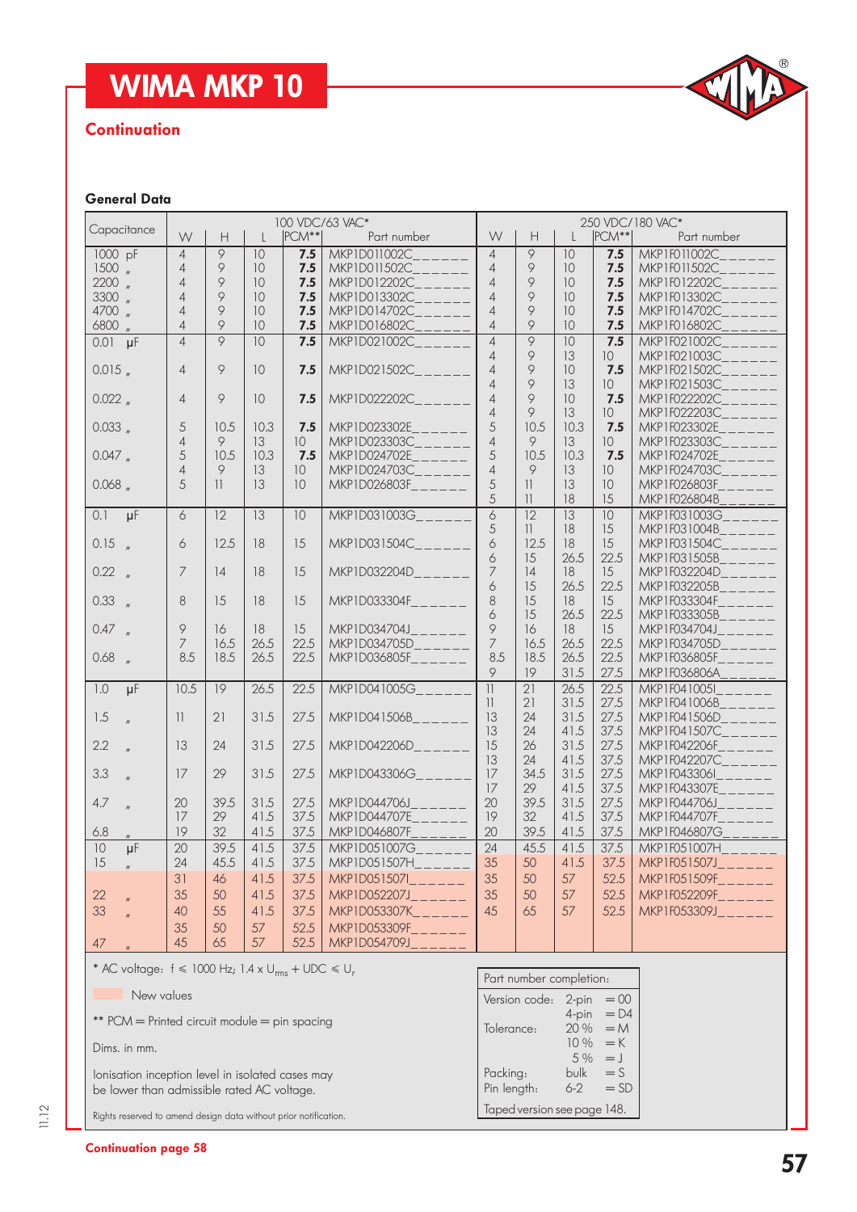# WIMA MKP 10

## Continuation

### General Data

| Capacitance | 100 VDC/63 VAC* | | | | | 250 VDC/180 VAC* | | | | |
|---|---|---|---|---|---|---|---|---|---|---|
| | W | H | L | PCM** | Part number | W | H | L | PCM** | Part number |
| 1000 pF | 4 | 9 | 10 | **7.5** | MKP1D011002C______ | 4 | 9 | 10 | **7.5** | MKP1F011002C______ |
| 1500 " | 4 | 9 | 10 | **7.5** | MKP1D011502C______ | 4 | 9 | 10 | **7.5** | MKP1F011502C______ |
| 2200 " | 4 | 9 | 10 | **7.5** | MKP1D012202C______ | 4 | 9 | 10 | **7.5** | MKP1F012202C______ |
| 3300 " | 4 | 9 | 10 | **7.5** | MKP1D013302C______ | 4 | 9 | 10 | **7.5** | MKP1F013302C______ |
| 4700 " | 4 | 9 | 10 | **7.5** | MKP1D014702C______ | 4 | 9 | 10 | **7.5** | MKP1F014702C______ |
| 6800 " | 4 | 9 | 10 | **7.5** | MKP1D016802C______ | 4 | 9 | 10 | **7.5** | MKP1F016802C______ |
| 0.01 µF | 4 | 9 | 10 | **7.5** | MKP1D021002C______ | 4 | 9 | 10 | **7.5** | MKP1F021002C______ |
| | | | | | | 4 | 9 | 13 | 10 | MKP1F021003C______ |
| 0.015 " | 4 | 9 | 10 | **7.5** | MKP1D021502C______ | 4 | 9 | 10 | **7.5** | MKP1F021502C______ |
| | | | | | | 4 | 9 | 13 | 10 | MKP1F021503C______ |
| 0.022 " | 4 | 9 | 10 | **7.5** | MKP1D022202C______ | 4 | 9 | 10 | **7.5** | MKP1F022202C______ |
| | | | | | | 4 | 9 | 13 | 10 | MKP1F022203C______ |
| 0.033 " | 5 | 10.5 | 10.3 | **7.5** | MKP1D023302E______ | 5 | 10.5 | 10.3 | **7.5** | MKP1F023302E______ |
| | 4 | 9 | 13 | 10 | MKP1D023303C______ | 4 | 9 | 13 | 10 | MKP1F023303C______ |
| 0.047 " | 5 | 10.5 | 10.3 | **7.5** | MKP1D024702E______ | 5 | 10.5 | 10.3 | **7.5** | MKP1F024702E______ |
| | 4 | 9 | 13 | 10 | MKP1D024703C______ | 4 | 9 | 13 | 10 | MKP1F024703C______ |
| 0.068 " | 5 | 11 | 13 | 10 | MKP1D026803F______ | 5 | 11 | 13 | 10 | MKP1F026803F______ |
| | | | | | | 5 | 11 | 18 | 15 | MKP1F026804B______ |
| 0.1 µF | 6 | 12 | 13 | 10 | MKP1D031003G______ | 6 | 12 | 13 | 10 | MKP1F031003G______ |
| | | | | | | 5 | 11 | 18 | 15 | MKP1F031004B______ |
| 0.15 " | 6 | 12.5 | 18 | 15 | MKP1D031504C______ | 6 | 12.5 | 18 | 15 | MKP1F031504C______ |
| | | | | | | 6 | 15 | 26.5 | 22.5 | MKP1F031505B______ |
| 0.22 " | 7 | 14 | 18 | 15 | MKP1D032204D______ | 7 | 14 | 18 | 15 | MKP1F032204D______ |
| | | | | | | 6 | 15 | 26.5 | 22.5 | MKP1F032205B______ |
| 0.33 " | 8 | 15 | 18 | 15 | MKP1D033304F______ | 8 | 15 | 18 | 15 | MKP1F033304F______ |
| | | | | | | 6 | 15 | 26.5 | 22.5 | MKP1F033305B______ |
| 0.47 " | 9 | 16 | 18 | 15 | MKP1D034704J______ | 9 | 16 | 18 | 15 | MKP1F034704J______ |
| | 7 | 16.5 | 26.5 | 22.5 | MKP1D034705D______ | 7 | 16.5 | 26.5 | 22.5 | MKP1F034705D______ |
| 0.68 " | 8.5 | 18.5 | 26.5 | 22.5 | MKP1D036805F______ | 8.5 | 18.5 | 26.5 | 22.5 | MKP1F036805F______ |
| | | | | | | 9 | 19 | 31.5 | 27.5 | MKP1F036806A______ |
| 1.0 µF | 10.5 | 19 | 26.5 | 22.5 | MKP1D041005G______ | 11 | 21 | 26.5 | 22.5 | MKP1F041005I______ |
| | | | | | | 11 | 21 | 31.5 | 27.5 | MKP1F041006B______ |
| 1.5 " | 11 | 21 | 31.5 | 27.5 | MKP1D041506B______ | 13 | 24 | 31.5 | 27.5 | MKP1F041506D______ |
| | | | | | | 13 | 24 | 41.5 | 37.5 | MKP1F041507C______ |
| 2.2 " | 13 | 24 | 31.5 | 27.5 | MKP1D042206D______ | 15 | 26 | 31.5 | 27.5 | MKP1F042206F______ |
| | | | | | | 13 | 24 | 41.5 | 37.5 | MKP1F042207C______ |
| 3.3 " | 17 | 29 | 31.5 | 27.5 | MKP1D043306G______ | 17 | 34.5 | 31.5 | 27.5 | MKP1F043306I______ |
| | | | | | | 17 | 29 | 41.5 | 37.5 | MKP1F043307E______ |
| 4.7 " | 20 | 39.5 | 31.5 | 27.5 | MKP1D044706J______ | 20 | 39.5 | 31.5 | 27.5 | MKP1F044706J______ |
| | 17 | 29 | 41.5 | 37.5 | MKP1D044707E______ | 19 | 32 | 41.5 | 37.5 | MKP1F044707F______ |
| 6.8 " | 19 | 32 | 41.5 | 37.5 | MKP1D046807F______ | 20 | 39.5 | 41.5 | 37.5 | MKP1F046807G______ |
| 10 µF | 20 | 39.5 | 41.5 | 37.5 | MKP1D051007G______ | 24 | 45.5 | 41.5 | 37.5 | MKP1F051007H______ |
| 15 " | 24 | 45.5 | 41.5 | 37.5 | MKP1D051507H______ | 35 | 50 | 41.5 | 37.5 | MKP1F051507J______ |
| | 31 | 46 | 41.5 | 37.5 | MKP1D051507I______ | 35 | 50 | 57 | 52.5 | MKP1F051509F______ |
| 22 " | 35 | 50 | 41.5 | 37.5 | MKP1D052207J______ | 35 | 50 | 57 | 52.5 | MKP1F052209F______ |
| 33 " | 40 | 55 | 41.5 | 37.5 | MKP1D053307K______ | 45 | 65 | 57 | 52.5 | MKP1F053309J______ |
| | 35 | 50 | 57 | 52.5 | MKP1D053309F______ | | | | | |
| 47 " | 45 | 65 | 57 | 52.5 | MKP1D054709J______ | | | | | |

\* AC voltage: f ≤ 1000 Hz; 1.4 x $U_{rms}$ + UDC ≤ $U_r$

New values (shaded)

** PCM = Printed circuit module = pin spacing

Dims. in mm.

Ionisation inception level in isolated cases may be lower than admissible rated AC voltage.

Rights reserved to amend design data without prior notification.

| Part number completion: | | |
|---|---|---|
| Version code: | 2-pin | = 00 |
| | 4-pin | = D4 |
| Tolerance: | 20 % | = M |
| | 10 % | = K |
| | 5 % | = J |
| Packing: | bulk | = S |
| Pin length: | 6-2 | = SD |

Taped version see page 148.

**Continuation page 58**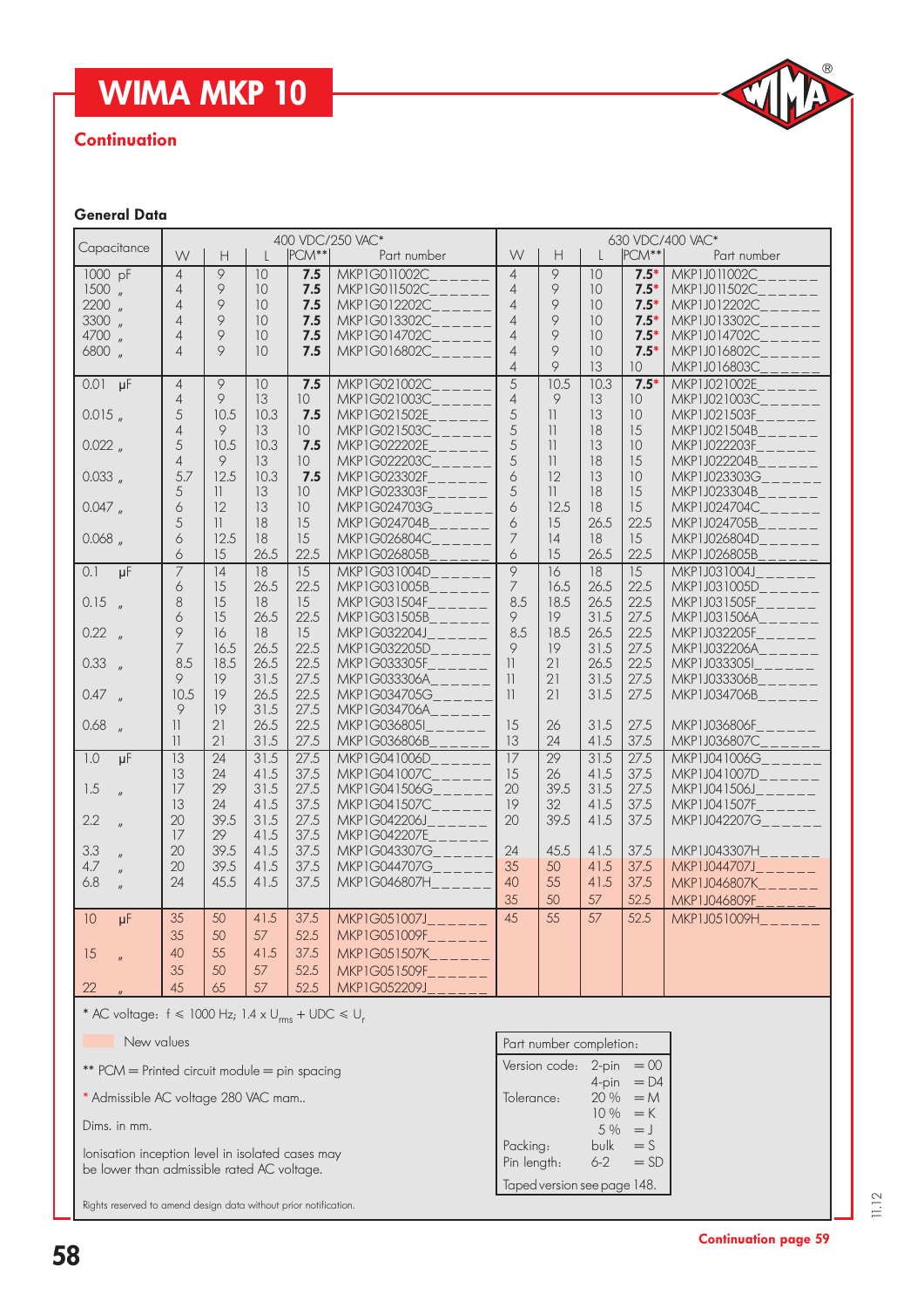# WIMA MKP 10

## Continuation

### General Data

| Capacitance | 400 VDC/250 VAC* | | | | | 630 VDC/400 VAC* | | | | |
|---|---|---|---|---|---|---|---|---|---|---|
| | W | H | L | PCM** | Part number | W | H | L | PCM** | Part number |
| 1000 pF | 4 | 9 | 10 | **7.5** | MKP1G011002C______ | 4 | 9 | 10 | **7.5*** | MKP1J011002C______ |
| 1500 " | 4 | 9 | 10 | **7.5** | MKP1G011502C______ | 4 | 9 | 10 | **7.5*** | MKP1J011502C______ |
| 2200 " | 4 | 9 | 10 | **7.5** | MKP1G012202C______ | 4 | 9 | 10 | **7.5*** | MKP1J012202C______ |
| 3300 " | 4 | 9 | 10 | **7.5** | MKP1G013302C______ | 4 | 9 | 10 | **7.5*** | MKP1J013302C______ |
| 4700 " | 4 | 9 | 10 | **7.5** | MKP1G014702C______ | 4 | 9 | 10 | **7.5*** | MKP1J014702C______ |
| 6800 " | 4 | 9 | 10 | **7.5** | MKP1G016802C______ | 4 | 9 | 10 | **7.5*** | MKP1J016802C______ |
| | | | | | | 4 | 9 | 13 | 10 | MKP1J016803C______ |
| 0.01 µF | 4 | 9 | 10 | **7.5** | MKP1G021002C______ | 5 | 10.5 | 10.3 | **7.5*** | MKP1J021002E______ |
| | 4 | 9 | 13 | 10 | MKP1G021003C______ | 4 | 9 | 13 | 10 | MKP1J021003C______ |
| 0.015 " | 5 | 10.5 | 10.3 | **7.5** | MKP1G021502E______ | 5 | 11 | 13 | 10 | MKP1J021503F______ |
| | 4 | 9 | 13 | 10 | MKP1G021503C______ | 5 | 11 | 18 | 15 | MKP1J021504B______ |
| 0.022 " | 5 | 10.5 | 10.3 | **7.5** | MKP1G022202E______ | 5 | 11 | 13 | 10 | MKP1J022203F______ |
| | 4 | 9 | 13 | 10 | MKP1G022203C______ | 5 | 11 | 18 | 15 | MKP1J022204B______ |
| 0.033 " | 5.7 | 12.5 | 10.3 | **7.5** | MKP1G023302F______ | 6 | 12 | 13 | 10 | MKP1J023303G______ |
| | 5 | 11 | 13 | 10 | MKP1G023303F______ | 5 | 11 | 18 | 15 | MKP1J023304B______ |
| 0.047 " | 6 | 12 | 13 | 10 | MKP1G024703G______ | 6 | 12.5 | 18 | 15 | MKP1J024704C______ |
| | 5 | 11 | 18 | 15 | MKP1G024704B______ | 6 | 15 | 26.5 | 22.5 | MKP1J024705B______ |
| 0.068 " | 6 | 12.5 | 18 | 15 | MKP1G026804C______ | 7 | 14 | 18 | 15 | MKP1J026804D______ |
| | 6 | 15 | 26.5 | 22.5 | MKP1G026805B______ | 6 | 15 | 26.5 | 22.5 | MKP1J026805B______ |
| 0.1 µF | 7 | 14 | 18 | 15 | MKP1G031004D______ | 9 | 16 | 18 | 15 | MKP1J031004J______ |
| | 6 | 15 | 26.5 | 22.5 | MKP1G031005B______ | 7 | 16.5 | 26.5 | 22.5 | MKP1J031005D______ |
| 0.15 " | 8 | 15 | 18 | 15 | MKP1G031504F______ | 8.5 | 18.5 | 26.5 | 22.5 | MKP1J031505F______ |
| | 6 | 15 | 26.5 | 22.5 | MKP1G031505B______ | 9 | 19 | 31.5 | 27.5 | MKP1J031506A______ |
| 0.22 " | 9 | 16 | 18 | 15 | MKP1G032204J______ | 8.5 | 18.5 | 26.5 | 22.5 | MKP1J032205F______ |
| | 7 | 16.5 | 26.5 | 22.5 | MKP1G032205D______ | 9 | 19 | 31.5 | 27.5 | MKP1J032206A______ |
| 0.33 " | 8.5 | 18.5 | 26.5 | 22.5 | MKP1G033305F______ | 11 | 21 | 26.5 | 22.5 | MKP1J033305I______ |
| | 9 | 19 | 31.5 | 27.5 | MKP1G033306A______ | 11 | 21 | 31.5 | 27.5 | MKP1J033306B______ |
| 0.47 " | 10.5 | 19 | 26.5 | 22.5 | MKP1G034705G______ | 11 | 21 | 31.5 | 27.5 | MKP1J034706B______ |
| | 9 | 19 | 31.5 | 27.5 | MKP1G034706A______ | | | | | |
| 0.68 " | 11 | 21 | 26.5 | 22.5 | MKP1G036805I______ | 15 | 26 | 31.5 | 27.5 | MKP1J036806F______ |
| | 11 | 21 | 31.5 | 27.5 | MKP1G036806B______ | 13 | 24 | 41.5 | 37.5 | MKP1J036807C______ |
| 1.0 µF | 13 | 24 | 31.5 | 27.5 | MKP1G041006D______ | 17 | 29 | 31.5 | 27.5 | MKP1J041006G______ |
| | 13 | 24 | 41.5 | 37.5 | MKP1G041007C______ | 15 | 26 | 41.5 | 37.5 | MKP1J041007D______ |
| 1.5 " | 17 | 29 | 31.5 | 27.5 | MKP1G041506G______ | 20 | 39.5 | 31.5 | 27.5 | MKP1J041506J______ |
| | 13 | 24 | 41.5 | 37.5 | MKP1G041507C______ | 19 | 32 | 41.5 | 37.5 | MKP1J041507F______ |
| 2.2 " | 20 | 39.5 | 31.5 | 27.5 | MKP1G042206J______ | 20 | 39.5 | 41.5 | 37.5 | MKP1J042207G______ |
| | 17 | 29 | 41.5 | 37.5 | MKP1G042207E______ | | | | | |
| 3.3 " | 20 | 39.5 | 41.5 | 37.5 | MKP1G043307G______ | 24 | 45.5 | 41.5 | 37.5 | MKP1J043307H______ |
| 4.7 " | 20 | 39.5 | 41.5 | 37.5 | MKP1G044707G______ | 35 | 50 | 41.5 | 37.5 | MKP1J044707J______ |
| 6.8 " | 24 | 45.5 | 41.5 | 37.5 | MKP1G046807H______ | 40 | 55 | 41.5 | 37.5 | MKP1J046807K______ |
| | | | | | | 35 | 50 | 57 | 52.5 | MKP1J046809F______ |
| 10 µF | 35 | 50 | 41.5 | 37.5 | MKP1G051007J______ | 45 | 55 | 57 | 52.5 | MKP1J051009H______ |
| | 35 | 50 | 57 | 52.5 | MKP1G051009F______ | | | | | |
| 15 " | 40 | 55 | 41.5 | 37.5 | MKP1G051507K______ | | | | | |
| | 35 | 50 | 57 | 52.5 | MKP1G051509F______ | | | | | |
| 22 " | 45 | 65 | 57 | 52.5 | MKP1G052209J______ | | | | | |

\* AC voltage: f ≤ 1000 Hz; 1.4 x $U_{rms}$ + UDC ≤ $U_r$

New values

** PCM = Printed circuit module = pin spacing

* Admissible AC voltage 280 VAC mam..

Dims. in mm.

Ionisation inception level in isolated cases may be lower than admissible rated AC voltage.

| Part number completion: | | |
|---|---|---|
| Version code: | 2-pin | = 00 |
| | 4-pin | = D4 |
| Tolerance: | 20 % | = M |
| | 10 % | = K |
| | 5 % | = J |
| Packing: | bulk | = S |
| Pin length: | 6-2 | = SD |

Taped version see page 148.

Rights reserved to amend design data without prior notification.

Continuation page 59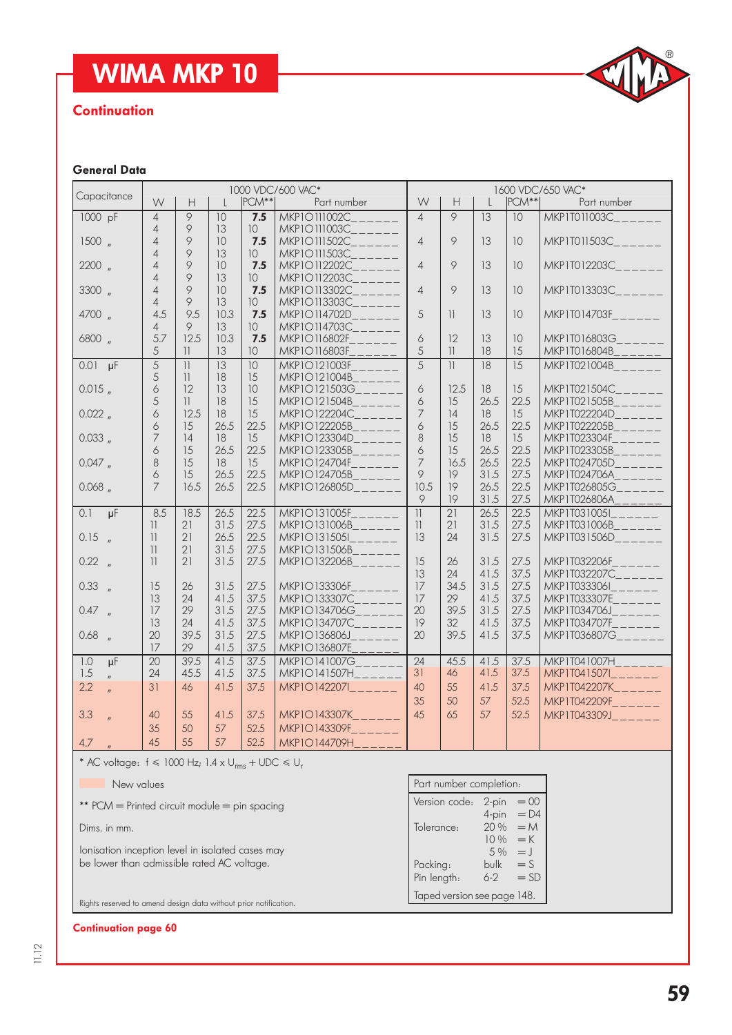# WIMA MKP 10

**Continuation**

### General Data

| Capacitance | 1000 VDC/600 VAC* | | | | | 1600 VDC/650 VAC* | | | | |
|---|---|---|---|---|---|---|---|---|---|---|
| | W | H | L | PCM** | Part number | W | H | L | PCM** | Part number |
| 1000 pF | 4 | 9 | 10 | **7.5** | MKP1O111002C_ _ _ _ _ _ | 4 | 9 | 13 | 10 | MKP1T011003C_ _ _ _ _ _ |
| | 4 | 9 | 13 | 10 | MKP1O111003C_ _ _ _ _ _ | | | | | |
| 1500 " | 4 | 9 | 10 | **7.5** | MKP1O111502C_ _ _ _ _ _ | 4 | 9 | 13 | 10 | MKP1T011503C_ _ _ _ _ _ |
| | 4 | 9 | 13 | 10 | MKP1O111503C_ _ _ _ _ _ | | | | | |
| 2200 " | 4 | 9 | 10 | **7.5** | MKP1O112202C_ _ _ _ _ _ | 4 | 9 | 13 | 10 | MKP1T012203C_ _ _ _ _ _ |
| | 4 | 9 | 13 | 10 | MKP1O112203C_ _ _ _ _ _ | | | | | |
| 3300 " | 4 | 9 | 10 | **7.5** | MKP1O113302C_ _ _ _ _ _ | 4 | 9 | 13 | 10 | MKP1T013303C_ _ _ _ _ _ |
| | 4 | 9 | 13 | 10 | MKP1O113303C_ _ _ _ _ _ | | | | | |
| 4700 " | 4.5 | 9.5 | 10.3 | **7.5** | MKP1O114702D_ _ _ _ _ _ | 5 | 11 | 13 | 10 | MKP1T014703F_ _ _ _ _ _ |
| | 4 | 9 | 13 | 10 | MKP1O114703C_ _ _ _ _ _ | | | | | |
| 6800 " | 5.7 | 12.5 | 10.3 | **7.5** | MKP1O116802F_ _ _ _ _ _ | 6 | 12 | 13 | 10 | MKP1T016803G_ _ _ _ _ _ |
| | 5 | 11 | 13 | 10 | MKP1O116803F_ _ _ _ _ _ | 5 | 11 | 18 | 15 | MKP1T016804B_ _ _ _ _ _ |
| 0.01 µF | 5 | 11 | 13 | 10 | MKP1O121003F_ _ _ _ _ _ | 5 | 11 | 18 | 15 | MKP1T021004B_ _ _ _ _ _ |
| | 5 | 11 | 18 | 15 | MKP1O121004B_ _ _ _ _ _ | | | | | |
| 0.015 " | 6 | 12 | 13 | 10 | MKP1O121503G_ _ _ _ _ _ | 6 | 12.5 | 18 | 15 | MKP1T021504C_ _ _ _ _ _ |
| | 5 | 11 | 18 | 15 | MKP1O121504B_ _ _ _ _ _ | 6 | 15 | 26.5 | 22.5 | MKP1T021505B_ _ _ _ _ _ |
| 0.022 " | 6 | 12.5 | 18 | 15 | MKP1O122204C_ _ _ _ _ _ | 7 | 14 | 18 | 15 | MKP1T022204D_ _ _ _ _ _ |
| | 6 | 15 | 26.5 | 22.5 | MKP1O122205B_ _ _ _ _ _ | 6 | 15 | 26.5 | 22.5 | MKP1T022205B_ _ _ _ _ _ |
| 0.033 " | 7 | 14 | 18 | 15 | MKP1O123304D_ _ _ _ _ _ | 8 | 15 | 18 | 15 | MKP1T023304F_ _ _ _ _ _ |
| | 6 | 15 | 26.5 | 22.5 | MKP1O123305B_ _ _ _ _ _ | 6 | 15 | 26.5 | 22.5 | MKP1T023305B_ _ _ _ _ _ |
| 0.047 " | 8 | 15 | 18 | 15 | MKP1O124704F_ _ _ _ _ _ | 7 | 16.5 | 26.5 | 22.5 | MKP1T024705D_ _ _ _ _ _ |
| | 6 | 15 | 26.5 | 22.5 | MKP1O124705B_ _ _ _ _ _ | 9 | 19 | 31.5 | 27.5 | MKP1T024706A_ _ _ _ _ _ |
| 0.068 " | 7 | 16.5 | 26.5 | 22.5 | MKP1O126805D_ _ _ _ _ _ | 10.5 | 19 | 26.5 | 22.5 | MKP1T026805G_ _ _ _ _ _ |
| | | | | | | 9 | 19 | 31.5 | 27.5 | MKP1T026806A_ _ _ _ _ _ |
| 0.1 µF | 8.5 | 18.5 | 26.5 | 22.5 | MKP1O131005F_ _ _ _ _ _ | 11 | 21 | 26.5 | 22.5 | MKP1T031005I_ _ _ _ _ _ |
| | 11 | 21 | 31.5 | 27.5 | MKP1O131006B_ _ _ _ _ _ | 11 | 21 | 31.5 | 27.5 | MKP1T031006B_ _ _ _ _ _ |
| 0.15 " | 11 | 21 | 26.5 | 22.5 | MKP1O131505I_ _ _ _ _ _ | 13 | 24 | 31.5 | 27.5 | MKP1T031506D_ _ _ _ _ _ |
| | 11 | 21 | 31.5 | 27.5 | MKP1O131506B_ _ _ _ _ _ | | | | | |
| 0.22 " | 11 | 21 | 31.5 | 27.5 | MKP1O132206B_ _ _ _ _ _ | 15 | 26 | 31.5 | 27.5 | MKP1T032206F_ _ _ _ _ _ |
| | | | | | | 13 | 24 | 41.5 | 37.5 | MKP1T032207C_ _ _ _ _ _ |
| 0.33 " | 15 | 26 | 31.5 | 27.5 | MKP1O133306F_ _ _ _ _ _ | 17 | 34.5 | 31.5 | 27.5 | MKP1T033306I_ _ _ _ _ _ |
| | 13 | 24 | 41.5 | 37.5 | MKP1O133307C_ _ _ _ _ _ | 17 | 29 | 41.5 | 37.5 | MKP1T033307E_ _ _ _ _ _ |
| 0.47 " | 17 | 29 | 31.5 | 27.5 | MKP1O134706G_ _ _ _ _ _ | 20 | 39.5 | 31.5 | 27.5 | MKP1T034706J_ _ _ _ _ _ |
| | 13 | 24 | 41.5 | 37.5 | MKP1O134707C_ _ _ _ _ _ | 19 | 32 | 41.5 | 37.5 | MKP1T034707F_ _ _ _ _ _ |
| 0.68 " | 20 | 39.5 | 31.5 | 27.5 | MKP1O136806J_ _ _ _ _ _ | 20 | 39.5 | 41.5 | 37.5 | MKP1T036807G_ _ _ _ _ _ |
| | 17 | 29 | 41.5 | 37.5 | MKP1O136807E_ _ _ _ _ _ | | | | | |
| 1.0 µF | 20 | 39.5 | 41.5 | 37.5 | MKP1O141007G_ _ _ _ _ _ | 24 | 45.5 | 41.5 | 37.5 | MKP1T041007H_ _ _ _ _ _ |
| 1.5 " | 24 | 45.5 | 41.5 | 37.5 | MKP1O141507H_ _ _ _ _ _ | 31 | 46 | 41.5 | 37.5 | MKP1T041507I_ _ _ _ _ _ |
| 2.2 " | 31 | 46 | 41.5 | 37.5 | MKP1O142207I_ _ _ _ _ _ | 40 | 55 | 41.5 | 37.5 | MKP1T042207K_ _ _ _ _ _ |
| | | | | | | 35 | 50 | 57 | 52.5 | MKP1T042209F_ _ _ _ _ _ |
| 3.3 " | 40 | 55 | 41.5 | 37.5 | MKP1O143307K_ _ _ _ _ _ | 45 | 65 | 57 | 52.5 | MKP1T043309J_ _ _ _ _ _ |
| | 35 | 50 | 57 | 52.5 | MKP1O143309F_ _ _ _ _ _ | | | | | |
| 4.7 " | 45 | 55 | 57 | 52.5 | MKP1O144709H_ _ _ _ _ _ | | | | | |

\* AC voltage: f ≤ 1000 Hz; 1.4 x $U_{rms}$ + UDC ≤ $U_r$

New values (shaded)

\*\* PCM = Printed circuit module = pin spacing

Dims. in mm.

Ionisation inception level in isolated cases may be lower than admissible rated AC voltage.

| Part number completion: | | |
|---|---|---|
| Version code: | 2-pin | = 00 |
| | 4-pin | = D4 |
| Tolerance: | 20 % | = M |
| | 10 % | = K |
| | 5 % | = J |
| Packing: | bulk | = S |
| Pin length: | 6-2 | = SD |

Taped version see page 148.

Rights reserved to amend design data without prior notification.

**Continuation page 60**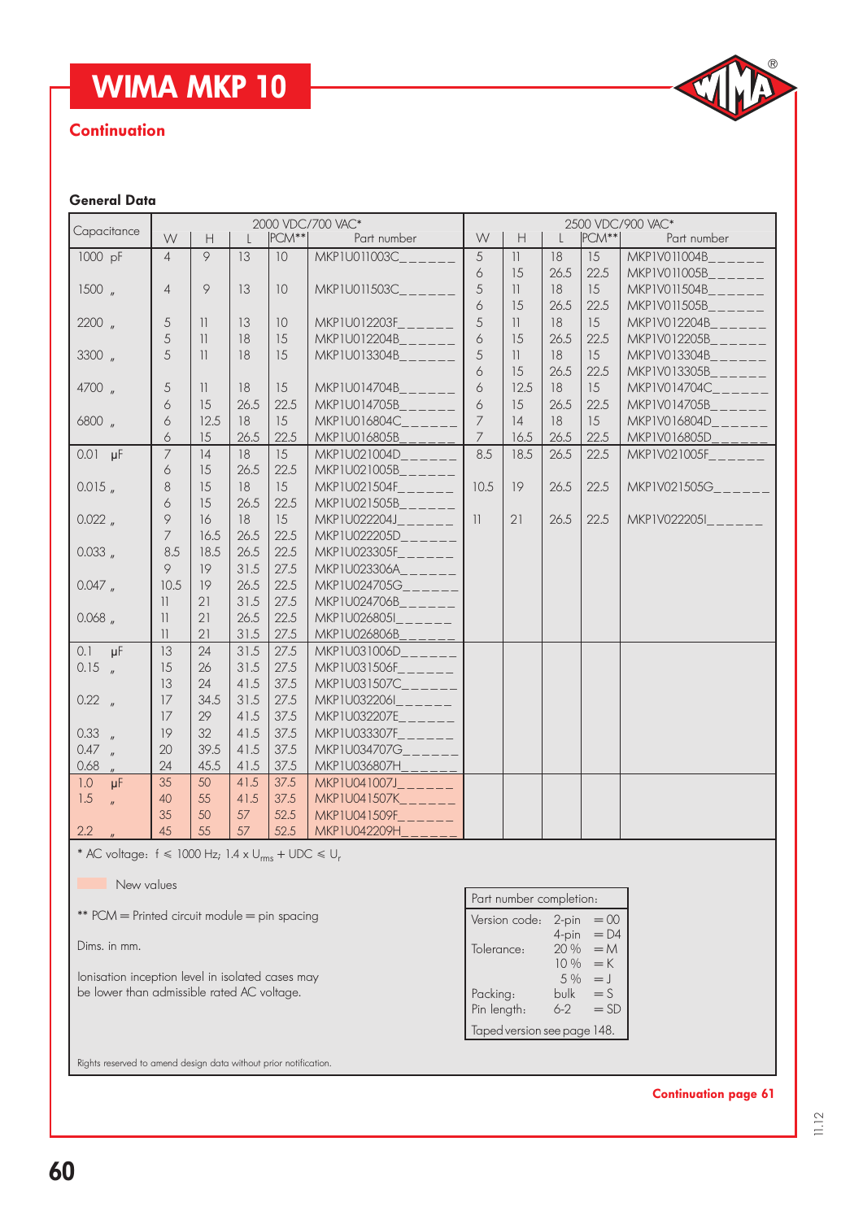# WIMA MKP 10

**Continuation**

### General Data

| Capacitance | 2000 VDC/700 VAC* W | H | L | PCM** | Part number | 2500 VDC/900 VAC* W | H | L | PCM** | Part number |
|---|---|---|---|---|---|---|---|---|---|---|
| 1000 pF | 4 | 9 | 13 | 10 | MKP1U011003C______ | 5 | 11 | 18 | 15 | MKP1V011004B______ |
| | | | | | | 6 | 15 | 26.5 | 22.5 | MKP1V011005B______ |
| 1500 " | 4 | 9 | 13 | 10 | MKP1U011503C______ | 5 | 11 | 18 | 15 | MKP1V011504B______ |
| | | | | | | 6 | 15 | 26.5 | 22.5 | MKP1V011505B______ |
| 2200 " | 5 | 11 | 13 | 10 | MKP1U012203F______ | 5 | 11 | 18 | 15 | MKP1V012204B______ |
| | 5 | 11 | 18 | 15 | MKP1U012204B______ | 6 | 15 | 26.5 | 22.5 | MKP1V012205B______ |
| 3300 " | 5 | 11 | 18 | 15 | MKP1U013304B______ | 5 | 11 | 18 | 15 | MKP1V013304B______ |
| | | | | | | 6 | 15 | 26.5 | 22.5 | MKP1V013305B______ |
| 4700 " | 5 | 11 | 18 | 15 | MKP1U014704B______ | 6 | 12.5 | 18 | 15 | MKP1V014704C______ |
| | 6 | 15 | 26.5 | 22.5 | MKP1U014705B______ | 6 | 15 | 26.5 | 22.5 | MKP1V014705B______ |
| 6800 " | 6 | 12.5 | 18 | 15 | MKP1U016804C______ | 7 | 14 | 18 | 15 | MKP1V016804D______ |
| | 6 | 15 | 26.5 | 22.5 | MKP1U016805B______ | 7 | 16.5 | 26.5 | 22.5 | MKP1V016805D______ |
| 0.01 µF | 7 | 14 | 18 | 15 | MKP1U021004D______ | 8.5 | 18.5 | 26.5 | 22.5 | MKP1V021005F______ |
| | 6 | 15 | 26.5 | 22.5 | MKP1U021005B______ | | | | | |
| 0.015 " | 8 | 15 | 18 | 15 | MKP1U021504F______ | 10.5 | 19 | 26.5 | 22.5 | MKP1V021505G______ |
| | 6 | 15 | 26.5 | 22.5 | MKP1U021505B______ | | | | | |
| 0.022 " | 9 | 16 | 18 | 15 | MKP1U022204J______ | 11 | 21 | 26.5 | 22.5 | MKP1V022205I______ |
| | 7 | 16.5 | 26.5 | 22.5 | MKP1U022205D______ | | | | | |
| 0.033 " | 8.5 | 18.5 | 26.5 | 22.5 | MKP1U023305F______ | | | | | |
| | 9 | 19 | 31.5 | 27.5 | MKP1U023306A______ | | | | | |
| 0.047 " | 10.5 | 19 | 26.5 | 22.5 | MKP1U024705G______ | | | | | |
| | 11 | 21 | 31.5 | 27.5 | MKP1U024706B______ | | | | | |
| 0.068 " | 11 | 21 | 26.5 | 22.5 | MKP1U026805I______ | | | | | |
| | 11 | 21 | 31.5 | 27.5 | MKP1U026806B______ | | | | | |
| 0.1 µF | 13 | 24 | 31.5 | 27.5 | MKP1U031006D______ | | | | | |
| 0.15 " | 15 | 26 | 31.5 | 27.5 | MKP1U031506F______ | | | | | |
| | 13 | 24 | 41.5 | 37.5 | MKP1U031507C______ | | | | | |
| 0.22 " | 17 | 34.5 | 31.5 | 27.5 | MKP1U032206I______ | | | | | |
| | 17 | 29 | 41.5 | 37.5 | MKP1U032207E______ | | | | | |
| 0.33 " | 19 | 32 | 41.5 | 37.5 | MKP1U033307F______ | | | | | |
| 0.47 " | 20 | 39.5 | 41.5 | 37.5 | MKP1U034707G______ | | | | | |
| 0.68 " | 24 | 45.5 | 41.5 | 37.5 | MKP1U036807H______ | | | | | |
| 1.0 µF | 35 | 50 | 41.5 | 37.5 | MKP1U041007J______ | | | | | |
| 1.5 " | 40 | 55 | 41.5 | 37.5 | MKP1U041507K______ | | | | | |
| | 35 | 50 | 57 | 52.5 | MKP1U041509F______ | | | | | |
| 2.2 " | 45 | 55 | 57 | 52.5 | MKP1U042209H______ | | | | | |

\* AC voltage: f ≤ 1000 Hz; 1.4 x $U_{rms}$ + UDC ≤ $U_r$

New values

** PCM = Printed circuit module = pin spacing

Dims. in mm.

Ionisation inception level in isolated cases may be lower than admissible rated AC voltage.

| Part number completion: | | |
|---|---|---|
| Version code: | 2-pin | = 00 |
| | 4-pin | = D4 |
| Tolerance: | 20 % | = M |
| | 10 % | = K |
| | 5 % | = J |
| Packing: | bulk | = S |
| Pin length: | 6-2 | = SD |
| Taped version see page 148. | | |

Rights reserved to amend design data without prior notification.

**Continuation page 61**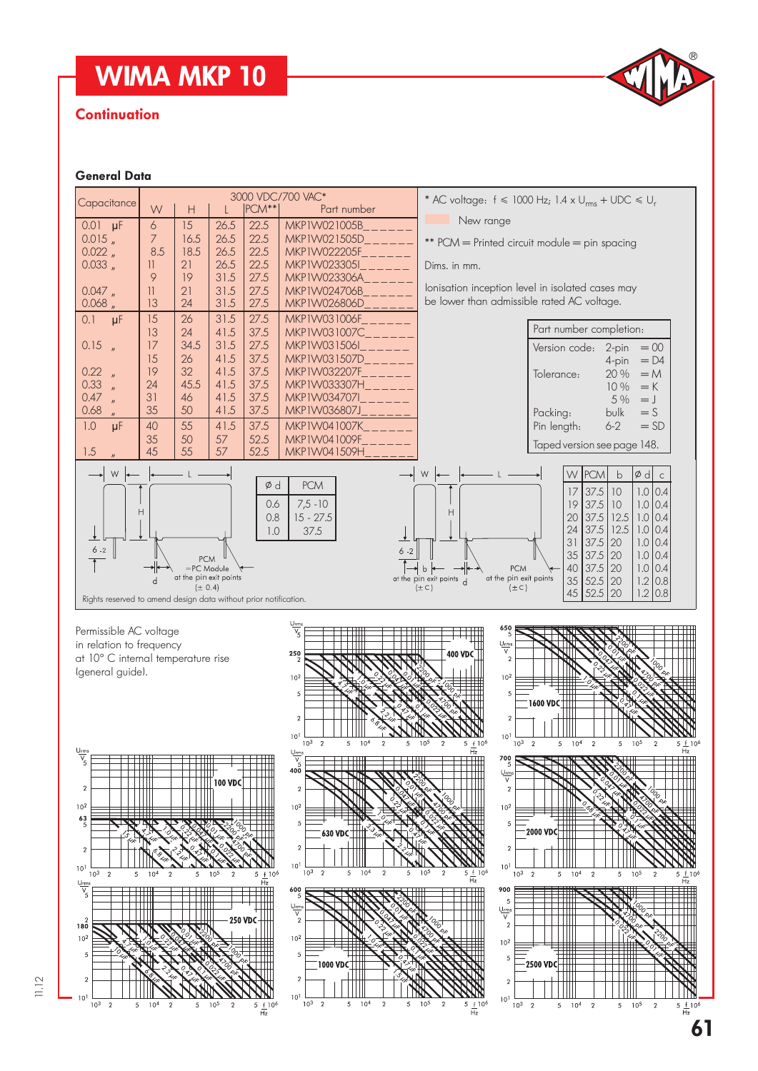# WIMA MKP 10

## Continuation

### General Data

| Capacitance | 3000 VDC/700 VAC* W | H | L | PCM** | Part number |
|---|---|---|---|---|---|
| 0.01 µF | 6 | 15 | 26.5 | 22.5 | MKP1W021005B______ |
| 0.015 " | 7 | 16.5 | 26.5 | 22.5 | MKP1W021505D______ |
| 0.022 " | 8.5 | 18.5 | 26.5 | 22.5 | MKP1W022205F______ |
| 0.033 " | 11 | 21 | 26.5 | 22.5 | MKP1W023305I______ |
| | 9 | 19 | 31.5 | 27.5 | MKP1W023306A______ |
| 0.047 " | 11 | 21 | 31.5 | 27.5 | MKP1W024706B______ |
| 0.068 " | 13 | 24 | 31.5 | 27.5 | MKP1W026806D______ |
| 0.1 µF | 15 | 26 | 31.5 | 27.5 | MKP1W031006F______ |
| | 13 | 24 | 41.5 | 37.5 | MKP1W031007C______ |
| 0.15 " | 17 | 34.5 | 31.5 | 27.5 | MKP1W031506I______ |
| | 15 | 26 | 41.5 | 37.5 | MKP1W031507D______ |
| 0.22 " | 19 | 32 | 41.5 | 37.5 | MKP1W032207F______ |
| 0.33 " | 24 | 45.5 | 41.5 | 37.5 | MKP1W033307H______ |
| 0.47 " | 31 | 46 | 41.5 | 37.5 | MKP1W034707I______ |
| 0.68 " | 35 | 50 | 41.5 | 37.5 | MKP1W036807J______ |
| 1.0 µF | 40 | 55 | 41.5 | 37.5 | MKP1W041007K______ |
| | 35 | 50 | 57 | 52.5 | MKP1W041009F______ |
| 1.5 " | 45 | 55 | 57 | 52.5 | MKP1W041509H______ |

\* AC voltage: f ≤ 1000 Hz; 1.4 x $U_{rms}$ + UDC ≤ $U_r$

New range

\*\* PCM = Printed circuit module = pin spacing

Dims. in mm.

Ionisation inception level in isolated cases may be lower than admissible rated AC voltage.

| Part number completion: | | |
|---|---|---|
| Version code: | 2-pin | = 00 |
| | 4-pin | = D4 |
| Tolerance: | 20 % | = M |
| | 10 % | = K |
| | 5 % | = J |
| Packing: | bulk | = S |
| Pin length: | 6-2 | = SD |
| Taped version see page 148. | | |

| Ø d | PCM |
|---|---|
| 0.6 | 7,5 - 10 |
| 0.8 | 15 - 27.5 |
| 1.0 | 37.5 |

PCM = PC Module at the pin exit points (± 0.4)

| W | PCM | b | Ø d | c |
|---|---|---|---|---|
| 17 | 37.5 | 10 | 1.0 | 0.4 |
| 19 | 37.5 | 10 | 1.0 | 0.4 |
| 20 | 37.5 | 12.5 | 1.0 | 0.4 |
| 24 | 37.5 | 12.5 | 1.0 | 0.4 |
| 31 | 37.5 | 20 | 1.0 | 0.4 |
| 35 | 37.5 | 20 | 1.0 | 0.4 |
| 40 | 37.5 | 20 | 1.0 | 0.4 |
| 35 | 52.5 | 20 | 1.2 | 0.8 |
| 45 | 52.5 | 20 | 1.2 | 0.8 |

PCM at the pin exit points (± c)

Rights reserved to amend design data without prior notification.

Permissible AC voltage in relation to frequency at 10° C internal temperature rise (general guide).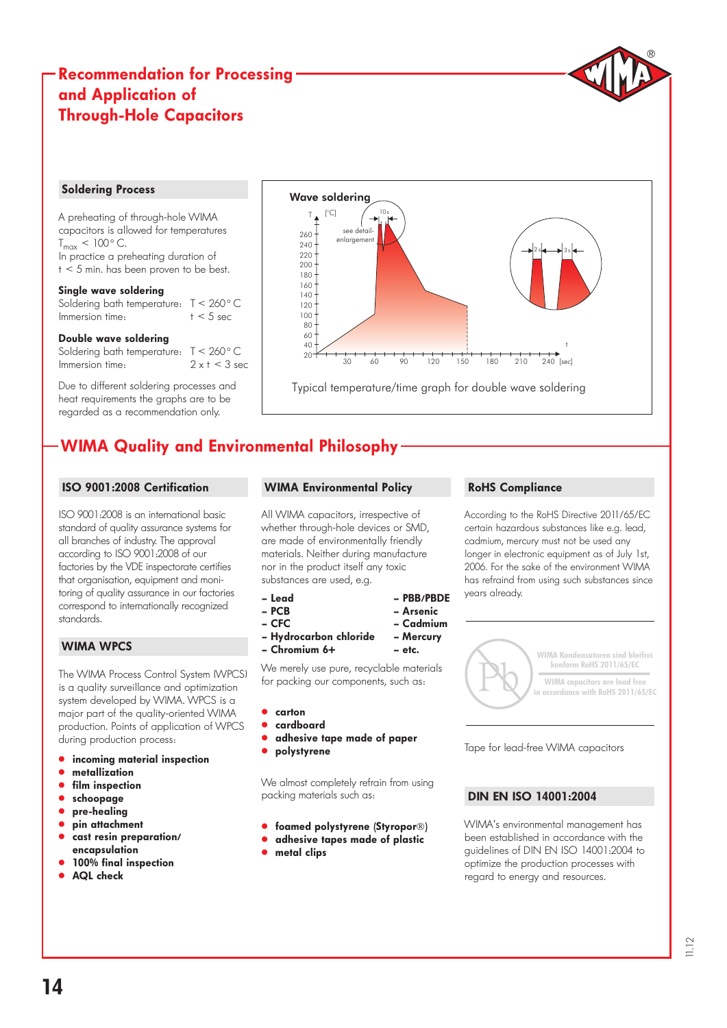# Recommendation for Processing and Application of Through-Hole Capacitors

## Soldering Process

A preheating of through-hole WIMA capacitors is allowed for temperatures $T_{max} < 100°$ C.
In practice a preheating duration of t < 5 min. has been proven to be best.

**Single wave soldering**
Soldering bath temperature: T < 260° C
Immersion time: t < 5 sec

**Double wave soldering**
Soldering bath temperature: T < 260° C
Immersion time: 2 x t < 3 sec

Due to different soldering processes and heat requirements the graphs are to be regarded as a recommendation only.

**Wave soldering**

Typical temperature/time graph for double wave soldering

# WIMA Quality and Environmental Philosophy

## ISO 9001:2008 Certification

ISO 9001:2008 is an international basic standard of quality assurance systems for all branches of industry. The approval according to ISO 9001:2008 of our factories by the VDE inspectorate certifies that organisation, equipment and monitoring of quality assurance in our factories correspond to internationally recognized standards.

## WIMA WPCS

The WIMA Process Control System (WPCS) is a quality surveillance and optimization system developed by WIMA. WPCS is a major part of the quality-oriented WIMA production. Points of application of WPCS during production process:

- **incoming material inspection**
- **metallization**
- **film inspection**
- **schoopage**
- **pre-healing**
- **pin attachment**
- **cast resin preparation/ encapsulation**
- **100% final inspection**
- **AQL check**

## WIMA Environmental Policy

All WIMA capacitors, irrespective of whether through-hole devices or SMD, are made of environmentally friendly materials. Neither during manufacture nor in the product itself any toxic substances are used, e.g.

- **Lead**
- **PCB**
- **CFC**
- **Hydrocarbon chloride**
- **Chromium 6+**
- **PBB/PBDE**
- **Arsenic**
- **Cadmium**
- **Mercury**
- **etc.**

We merely use pure, recyclable materials for packing our components, such as:

- **carton**
- **cardboard**
- **adhesive tape made of paper**
- **polystyrene**

We almost completely refrain from using packing materials such as:

- **foamed polystyrene (Styropor®)**
- **adhesive tapes made of plastic**
- **metal clips**

## RoHS Compliance

According to the RoHS Directive 2011/65/EC certain hazardous substances like e.g. lead, cadmium, mercury must not be used any longer in electronic equipment as of July 1st, 2006. For the sake of the environment WIMA has refrained from using such substances since years already.

WIMA Kondensatoren sind bleifrei konform RoHS 2011/65/EC

WIMA capacitors are lead free in accordance with RoHS 2011/65/EC

Tape for lead-free WIMA capacitors

## DIN EN ISO 14001:2004

WIMA's environmental management has been established in accordance with the guidelines of DIN EN ISO 14001:2004 to optimize the production processes with regard to energy and resources.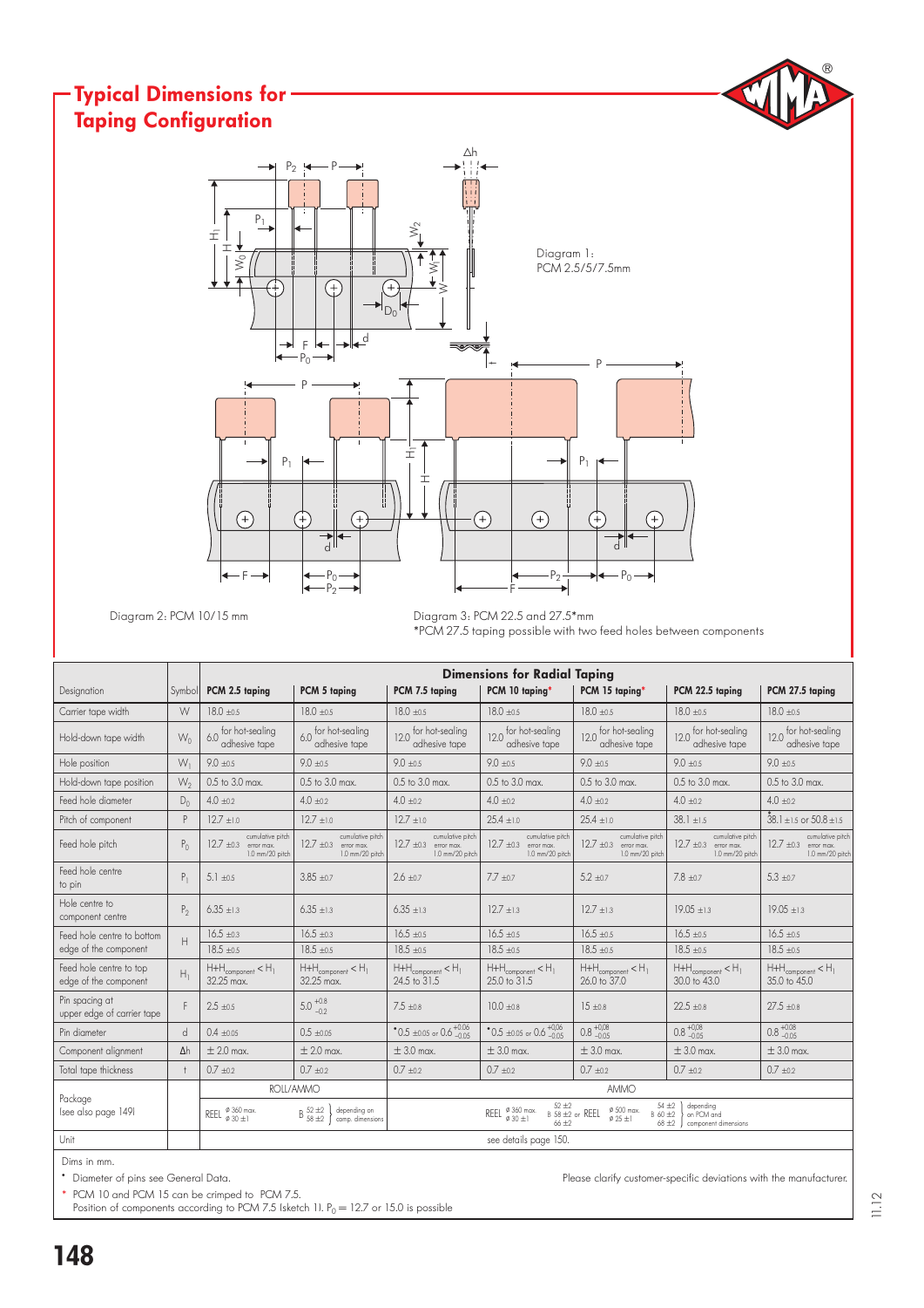# Typical Dimensions for Taping Configuration

Diagram 1: PCM 2.5/5/7.5mm

Diagram 2: PCM 10/15 mm

Diagram 3: PCM 22.5 and 27.5*mm
*PCM 27.5 taping possible with two feed holes between components

| Designation | Symbol | Dimensions for Radial Taping | | | | | | |
|---|---|---|---|---|---|---|---|---|
| | | PCM 2.5 taping | PCM 5 taping | PCM 7.5 taping | PCM 10 taping* | PCM 15 taping* | PCM 22.5 taping | PCM 27.5 taping |
| Carrier tape width | W | 18.0 ±0.5 | 18.0 ±0.5 | 18.0 ±0.5 | 18.0 ±0.5 | 18.0 ±0.5 | 18.0 ±0.5 | 18.0 ±0.5 |
| Hold-down tape width | $W_0$ | 6.0 for hot-sealing adhesive tape | 6.0 for hot-sealing adhesive tape | 12.0 for hot-sealing adhesive tape | 12.0 for hot-sealing adhesive tape | 12.0 for hot-sealing adhesive tape | 12.0 for hot-sealing adhesive tape | 12.0 for hot-sealing adhesive tape |
| Hole position | $W_1$ | 9.0 ±0.5 | 9.0 ±0.5 | 9.0 ±0.5 | 9.0 ±0.5 | 9.0 ±0.5 | 9.0 ±0.5 | 9.0 ±0.5 |
| Hold-down tape position | $W_2$ | 0.5 to 3.0 max. | 0.5 to 3.0 max. | 0.5 to 3.0 max. | 0.5 to 3.0 max. | 0.5 to 3.0 max. | 0.5 to 3.0 max. | 0.5 to 3.0 max. |
| Feed hole diameter | $D_0$ | 4.0 ±0.2 | 4.0 ±0.2 | 4.0 ±0.2 | 4.0 ±0.2 | 4.0 ±0.2 | 4.0 ±0.2 | 4.0 ±0.2 |
| Pitch of component | P | 12.7 ±1.0 | 12.7 ±1.0 | 12.7 ±1.0 | 25.4 ±1.0 | 25.4 ±1.0 | 38.1 ±1.5 | *38.1 ±1.5 or 50.8 ±1.5 |
| Feed hole pitch | $P_0$ | 12.7 ±0.3 cumulative pitch error max. 1.0 mm/20 pitch | 12.7 ±0.3 cumulative pitch error max. 1.0 mm/20 pitch | 12.7 ±0.3 cumulative pitch error max. 1.0 mm/20 pitch | 12.7 ±0.3 cumulative pitch error max. 1.0 mm/20 pitch | 12.7 ±0.3 cumulative pitch error max. 1.0 mm/20 pitch | 12.7 ±0.3 cumulative pitch error max. 1.0 mm/20 pitch | 12.7 ±0.3 cumulative pitch error max. 1.0 mm/20 pitch |
| Feed hole centre to pin | $P_1$ | 5.1 ±0.5 | 3.85 ±0.7 | 2.6 ±0.7 | 7.7 ±0.7 | 5.2 ±0.7 | 7.8 ±0.7 | 5.3 ±0.7 |
| Hole centre to component centre | $P_2$ | 6.35 ±1.3 | 6.35 ±1.3 | 6.35 ±1.3 | 12.7 ±1.3 | 12.7 ±1.3 | 19.05 ±1.3 | 19.05 ±1.3 |
| Feed hole centre to bottom edge of the component | H | 16.5 ±0.3 / 18.5 ±0.5 | 16.5 ±0.3 / 18.5 ±0.5 | 16.5 ±0.5 / 18.5 ±0.5 | 16.5 ±0.5 / 18.5 ±0.5 | 16.5 ±0.5 / 18.5 ±0.5 | 16.5 ±0.5 / 18.5 ±0.5 | 16.5 ±0.5 / 18.5 ±0.5 |
| Feed hole centre to top edge of the component | $H_1$ | $H+H_{component} < H_1$ 32.25 max. | $H+H_{component} < H_1$ 32.25 max. | $H+H_{component} < H_1$ 24.5 to 31.5 | $H+H_{component} < H_1$ 25.0 to 31.5 | $H+H_{component} < H_1$ 26.0 to 37.0 | $H+H_{component} < H_1$ 30.0 to 43.0 | $H+H_{component} < H_1$ 35.0 to 45.0 |
| Pin spacing at upper edge of carrier tape | F | 2.5 ±0.5 | 5.0 $^{+0.8}_{-0.2}$ | 7.5 ±0.8 | 10.0 ±0.8 | 15 ±0.8 | 22.5 ±0.8 | 27.5 ±0.8 |
| Pin diameter | d | 0.4 ±0.05 | 0.5 ±0.05 | *0.5 ±0.05 or 0.6 $^{+0.06}_{-0.05}$ | *0.5 ±0.05 or 0.6 $^{+0.06}_{-0.05}$ | 0.8 $^{+0.08}_{-0.05}$ | 0.8 $^{+0.08}_{-0.05}$ | 0.8 $^{+0.08}_{-0.05}$ |
| Component alignment | Δh | ± 2.0 max. | ± 2.0 max. | ± 3.0 max. | ± 3.0 max. | ± 3.0 max. | ± 3.0 max. | ± 3.0 max. |
| Total tape thickness | t | 0.7 ±0.2 | 0.7 ±0.2 | 0.7 ±0.2 | 0.7 ±0.2 | 0.7 ±0.2 | 0.7 ±0.2 | 0.7 ±0.2 |
| Package (see also page 149) | | ROLL/AMMO: REEL ø 360 max. ø 30 ±1 | B 52 ±2 / 58 ±2 depending on comp. dimensions | AMMO: REEL ø 360 max. ø 30 ±1 | B 52 ±2 / 58 ±2 or 66 ±2 | REEL ø 500 max. ø 25 ±1 | B 54 ±2 / 60 ±2 / 68 ±2 depending on PCM and component dimensions | |
| Unit | | see details page 150. | | | | | | |

Dims in mm.

* Diameter of pins see General Data.

Please clarify customer-specific deviations with the manufacturer.

* PCM 10 and PCM 15 can be crimped to PCM 7.5.
  Position of components according to PCM 7.5 (sketch 1). $P_0$ = 12.7 or 15.0 is possible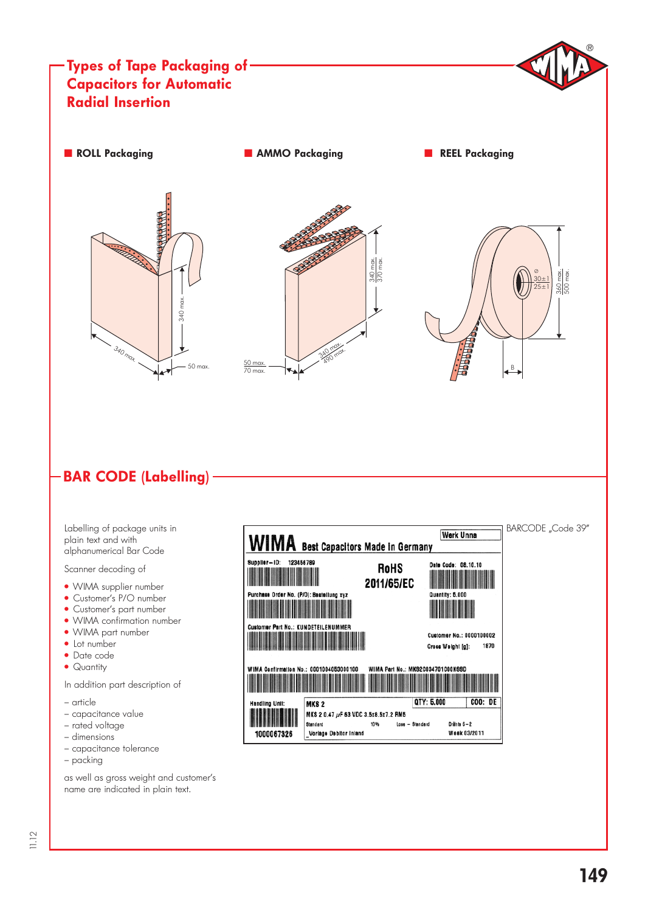# Types of Tape Packaging of Capacitors for Automatic Radial Insertion

■ **ROLL Packaging**

340 max.

340 max.

50 max.

■ **AMMO Packaging**

340 max.
370 max.

50 max.
70 max.

340 max.
490 max.

■ **REEL Packaging**

Ø
30±1
25±1

360 max.
500 max.

B

## BAR CODE (Labelling)

Labelling of package units in plain text and with alphanumerical Bar Code

Scanner decoding of

- WIMA supplier number
- Customer's P/O number
- Customer's part number
- WIMA confirmation number
- WIMA part number
- Lot number
- Date code
- Quantity

In addition part description of

– article
– capacitance value
– rated voltage
– dimensions
– capacitance tolerance
– packing

as well as gross weight and customer's name are indicated in plain text.

BARCODE „Code 39"

WIMA Best Capacitors Made In Germany
Werk Unna

Supplier-ID: 123456789
RoHS 2011/65/EC
Date Code: 08.10.10

Purchase Order No. (P/O): Bestellung xyz
Quantity: 5.000

Customer Part No.: KUNDETEILENUMMER
Customer No.: 0000100002
Gross Weight [g]: 1870

WIMA Confirmation No.: 0001004053000100
WIMA Part No.: MKS20034701000K68D

Handling Unit: 1000067326
MKS 2
QTY: 5.000
COO: DE
MKS 2 0.47 µF 63 VDC 3.5x8.5x7.2 RM5
Standard 10% Lose - Standard Drähte 5-2
Vorlage Debitor Inland
Week 03/2011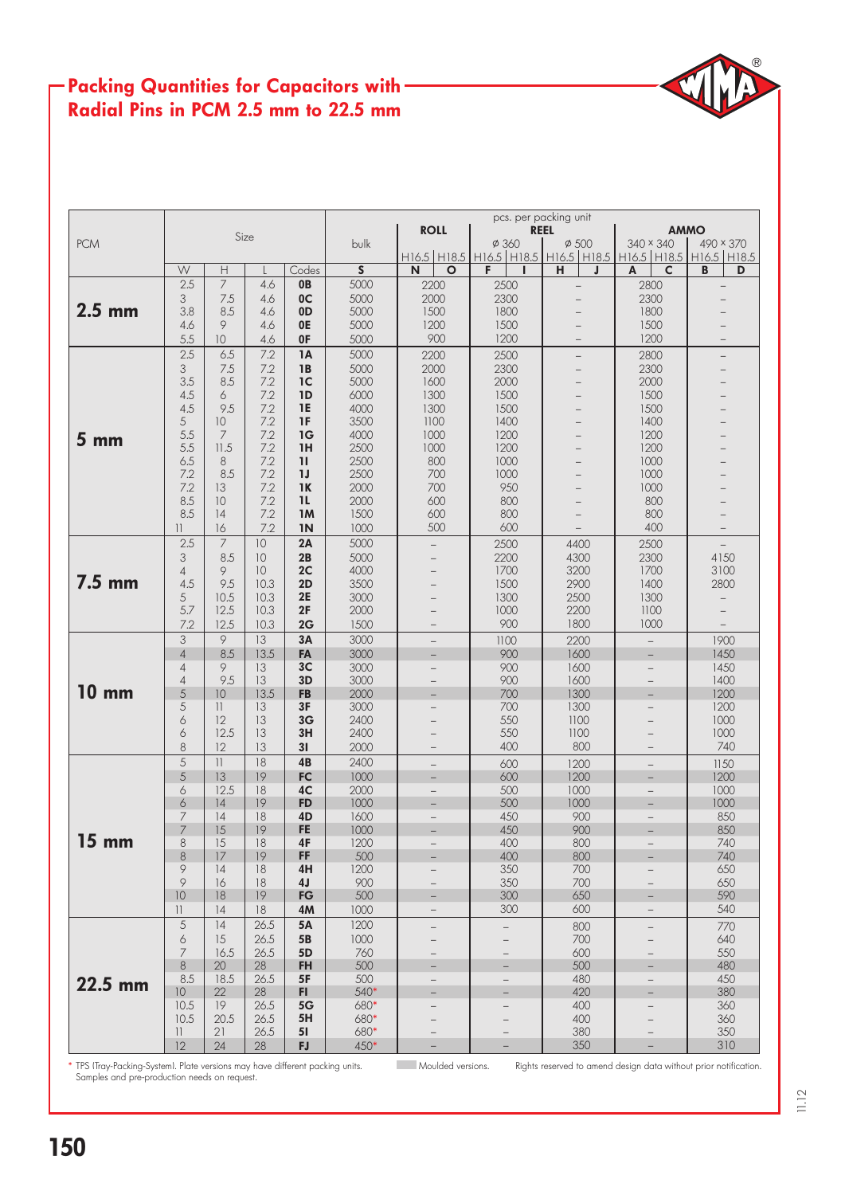## Packing Quantities for Capacitors with Radial Pins in PCM 2.5 mm to 22.5 mm

| PCM | Size | | | | pcs. per packing unit | | | | | | | | | |
|---|---|---|---|---|---|---|---|---|---|---|---|---|---|---|
| | | | | | bulk | ROLL | | REEL | | | | AMMO | | | |
| | | | | | | | | ø 360 | | ø 500 | | 340 × 340 | | 490 × 370 | |
| | | | | | | H16.5 | H18.5 | H16.5 | H18.5 | H16.5 | H18.5 | H16.5 | H18.5 | H16.5 | H18.5 |
| | W | H | L | Codes | S | N | O | F | I | H | J | A | C | B | D |
| **2.5 mm** | 2.5 | 7 | 4.6 | **0B** | 5000 | 2200 | | 2500 | | – | | 2800 | | – | |
| | 3 | 7.5 | 4.6 | **0C** | 5000 | 2000 | | 2300 | | – | | 2300 | | – | |
| | 3.8 | 8.5 | 4.6 | **0D** | 5000 | 1500 | | 1800 | | – | | 1800 | | – | |
| | 4.6 | 9 | 4.6 | **0E** | 5000 | 1200 | | 1500 | | – | | 1500 | | – | |
| | 5.5 | 10 | 4.6 | **0F** | 5000 | 900 | | 1200 | | – | | 1200 | | – | |
| **5 mm** | 2.5 | 6.5 | 7.2 | **1A** | 5000 | 2200 | | 2500 | | – | | 2800 | | – | |
| | 3 | 7.5 | 7.2 | **1B** | 5000 | 2000 | | 2300 | | – | | 2300 | | – | |
| | 3.5 | 8.5 | 7.2 | **1C** | 5000 | 1600 | | 2000 | | – | | 2000 | | – | |
| | 4.5 | 6 | 7.2 | **1D** | 6000 | 1300 | | 1500 | | – | | 1500 | | – | |
| | 4.5 | 9.5 | 7.2 | **1E** | 4000 | 1300 | | 1500 | | – | | 1500 | | – | |
| | 5 | 10 | 7.2 | **1F** | 3500 | 1100 | | 1400 | | – | | 1400 | | – | |
| | 5.5 | 7 | 7.2 | **1G** | 4000 | 1000 | | 1200 | | – | | 1200 | | – | |
| | 5.5 | 11.5 | 7.2 | **1H** | 2500 | 1000 | | 1200 | | – | | 1200 | | – | |
| | 6.5 | 8 | 7.2 | **1I** | 2500 | 800 | | 1000 | | – | | 1000 | | – | |
| | 7.2 | 8.5 | 7.2 | **1J** | 2500 | 700 | | 1000 | | – | | 1000 | | – | |
| | 7.2 | 13 | 7.2 | **1K** | 2000 | 700 | | 950 | | – | | 1000 | | – | |
| | 8.5 | 10 | 7.2 | **1L** | 2000 | 600 | | 800 | | – | | 800 | | – | |
| | 8.5 | 14 | 7.2 | **1M** | 1500 | 600 | | 800 | | – | | 800 | | – | |
| | 11 | 16 | 7.2 | **1N** | 1000 | 500 | | 600 | | – | | 400 | | – | |
| **7.5 mm** | 2.5 | 7 | 10 | **2A** | 5000 | – | | 2500 | | 4400 | | 2500 | | – | |
| | 3 | 8.5 | 10 | **2B** | 5000 | – | | 2200 | | 4300 | | 2300 | | 4150 | |
| | 4 | 9 | 10 | **2C** | 4000 | – | | 1700 | | 3200 | | 1700 | | 3100 | |
| | 4.5 | 9.5 | 10.3 | **2D** | 3500 | – | | 1500 | | 2900 | | 1400 | | 2800 | |
| | 5 | 10.5 | 10.3 | **2E** | 3000 | – | | 1300 | | 2500 | | 1300 | | – | |
| | 5.7 | 12.5 | 10.3 | **2F** | 2000 | – | | 1000 | | 2200 | | 1100 | | – | |
| | 7.2 | 12.5 | 10.3 | **2G** | 1500 | – | | 900 | | 1800 | | 1000 | | – | |
| **10 mm** | 3 | 9 | 13 | **3A** | 3000 | – | | 1100 | | 2200 | | – | | 1900 | |
| | 4 | 8.5 | 13.5 | **FA** | 3000 | – | | 900 | | 1600 | | – | | 1450 | |
| | 4 | 9 | 13 | **3C** | 3000 | – | | 900 | | 1600 | | – | | 1450 | |
| | 4 | 9.5 | 13 | **3D** | 3000 | – | | 900 | | 1600 | | – | | 1400 | |
| | 5 | 10 | 13.5 | **FB** | 2000 | – | | 700 | | 1300 | | – | | 1200 | |
| | 5 | 11 | 13 | **3F** | 3000 | – | | 700 | | 1300 | | – | | 1200 | |
| | 6 | 12 | 13 | **3G** | 2400 | – | | 550 | | 1100 | | – | | 1000 | |
| | 6 | 12.5 | 13 | **3H** | 2400 | – | | 550 | | 1100 | | – | | 1000 | |
| | 8 | 12 | 13 | **3I** | 2000 | – | | 400 | | 800 | | – | | 740 | |
| **15 mm** | 5 | 11 | 18 | **4B** | 2400 | – | | 600 | | 1200 | | – | | 1150 | |
| | 5 | 13 | 19 | **FC** | 1000 | – | | 600 | | 1200 | | – | | 1200 | |
| | 6 | 12.5 | 18 | **4C** | 2000 | – | | 500 | | 1000 | | – | | 1000 | |
| | 6 | 14 | 19 | **FD** | 1000 | – | | 500 | | 1000 | | – | | 1000 | |
| | 7 | 14 | 18 | **4D** | 1600 | – | | 450 | | 900 | | – | | 850 | |
| | 7 | 15 | 19 | **FE** | 1000 | – | | 450 | | 900 | | – | | 850 | |
| | 8 | 15 | 18 | **4F** | 1200 | – | | 400 | | 800 | | – | | 740 | |
| | 8 | 17 | 19 | **FF** | 500 | – | | 400 | | 800 | | – | | 740 | |
| | 9 | 14 | 18 | **4H** | 1200 | – | | 350 | | 700 | | – | | 650 | |
| | 9 | 16 | 18 | **4J** | 900 | – | | 350 | | 700 | | – | | 650 | |
| | 10 | 18 | 19 | **FG** | 500 | – | | 300 | | 650 | | – | | 590 | |
| | 11 | 14 | 18 | **4M** | 1000 | – | | 300 | | 600 | | – | | 540 | |
| **22.5 mm** | 5 | 14 | 26.5 | **5A** | 1200 | – | | – | | 800 | | – | | 770 | |
| | 6 | 15 | 26.5 | **5B** | 1000 | – | | – | | 700 | | – | | 640 | |
| | 7 | 16.5 | 26.5 | **5D** | 760 | – | | – | | 600 | | – | | 550 | |
| | 8 | 20 | 28 | **FH** | 500 | – | | – | | 500 | | – | | 480 | |
| | 8.5 | 18.5 | 26.5 | **5F** | 500 | – | | – | | 480 | | – | | 450 | |
| | 10 | 22 | 28 | **FI** | 540* | – | | – | | 420 | | – | | 380 | |
| | 10.5 | 19 | 26.5 | **5G** | 680* | – | | – | | 400 | | – | | 360 | |
| | 10.5 | 20.5 | 26.5 | **5H** | 680* | – | | – | | 400 | | – | | 360 | |
| | 11 | 21 | 26.5 | **5I** | 680* | – | | – | | 380 | | – | | 350 | |
| | 12 | 24 | 28 | **FJ** | 450* | – | | – | | 350 | | – | | 310 | |

* TPS (Tray-Packing-System). Plate versions may have different packing units.
Samples and pre-production needs on request.

Moulded versions (shaded rows).

Rights reserved to amend design data without prior notification.

11.12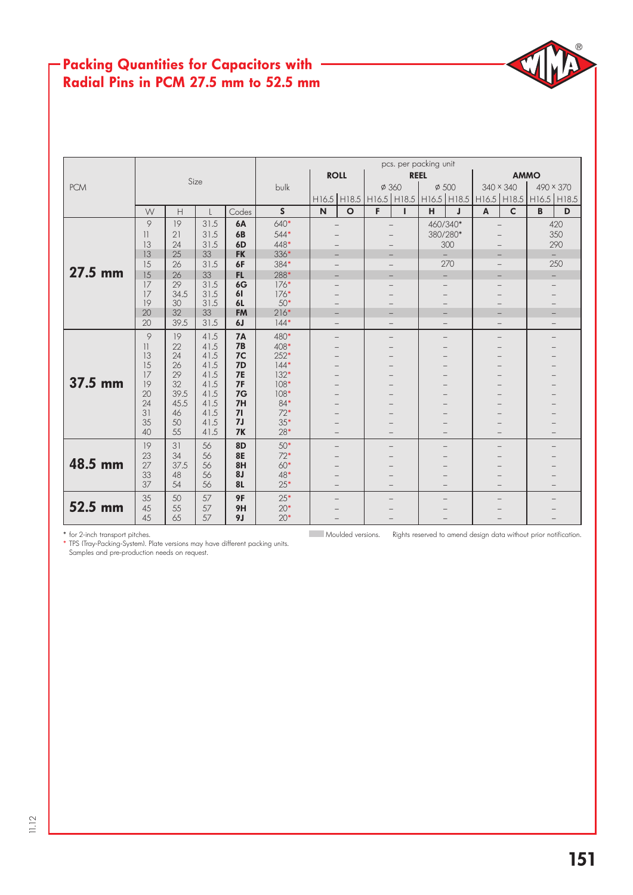# Packing Quantities for Capacitors with Radial Pins in PCM 27.5 mm to 52.5 mm

| PCM | Size | | | | pcs. per packing unit | | | | | | | | | | |
|---|---|---|---|---|---|---|---|---|---|---|---|---|---|---|---|
| | | | | | bulk | ROLL | | REEL | | | | AMMO | | | |
| | | | | | | | | ø 360 | | ø 500 | | 340 × 340 | | 490 × 370 | |
| | | | | | | H16.5 | H18.5 | H16.5 | H18.5 | H16.5 | H18.5 | H16.5 | H18.5 | H16.5 | H18.5 |
| | W | H | L | Codes | S | N | O | F | I | H | J | A | C | B | D |
| **27.5 mm** | 9 | 19 | 31.5 | **6A** | 640* | – | | – | | 460/340* | | – | | 420 | |
| | 11 | 21 | 31.5 | **6B** | 544* | – | | – | | 380/280* | | – | | 350 | |
| | 13 | 24 | 31.5 | **6D** | 448* | – | | – | | 300 | | – | | 290 | |
| | 13 | 25 | 33 | **FK** | 336* | – | | – | | – | | – | | – | |
| | 15 | 26 | 31.5 | **6F** | 384* | – | | – | | 270 | | – | | 250 | |
| | 15 | 26 | 33 | **FL** | 288* | – | | – | | – | | – | | – | |
| | 17 | 29 | 31.5 | **6G** | 176* | – | | – | | – | | – | | – | |
| | 17 | 34.5 | 31.5 | **6I** | 176* | – | | – | | – | | – | | – | |
| | 19 | 30 | 31.5 | **6L** | 50* | – | | – | | – | | – | | – | |
| | 20 | 32 | 33 | **FM** | 216* | – | | – | | – | | – | | – | |
| | 20 | 39.5 | 31.5 | **6J** | 144* | – | | – | | – | | – | | – | |
| **37.5 mm** | 9 | 19 | 41.5 | **7A** | 480* | – | | – | | – | | – | | – | |
| | 11 | 22 | 41.5 | **7B** | 408* | – | | – | | – | | – | | – | |
| | 13 | 24 | 41.5 | **7C** | 252* | – | | – | | – | | – | | – | |
| | 15 | 26 | 41.5 | **7D** | 144* | – | | – | | – | | – | | – | |
| | 17 | 29 | 41.5 | **7E** | 132* | – | | – | | – | | – | | – | |
| | 19 | 32 | 41.5 | **7F** | 108* | – | | – | | – | | – | | – | |
| | 20 | 39.5 | 41.5 | **7G** | 108* | – | | – | | – | | – | | – | |
| | 24 | 45.5 | 41.5 | **7H** | 84* | – | | – | | – | | – | | – | |
| | 31 | 46 | 41.5 | **7I** | 72* | – | | – | | – | | – | | – | |
| | 35 | 50 | 41.5 | **7J** | 35* | – | | – | | – | | – | | – | |
| | 40 | 55 | 41.5 | **7K** | 28* | – | | – | | – | | – | | – | |
| **48.5 mm** | 19 | 31 | 56 | **8D** | 50* | – | | – | | – | | – | | – | |
| | 23 | 34 | 56 | **8E** | 72* | – | | – | | – | | – | | – | |
| | 27 | 37.5 | 56 | **8H** | 60* | – | | – | | – | | – | | – | |
| | 33 | 48 | 56 | **8J** | 48* | – | | – | | – | | – | | – | |
| | 37 | 54 | 56 | **8L** | 25* | – | | – | | – | | – | | – | |
| **52.5 mm** | 35 | 50 | 57 | **9F** | 25* | – | | – | | – | | – | | – | |
| | 45 | 55 | 57 | **9H** | 20* | – | | – | | – | | – | | – | |
| | 45 | 65 | 57 | **9J** | 20* | – | | – | | – | | – | | – | |

* for 2-inch transport pitches.
* TPS (Tray-Packing-System). Plate versions may have different packing units.
Samples and pre-production needs on request.

Moulded versions (shaded rows: FK, FL, FM). Rights reserved to amend design data without prior notification.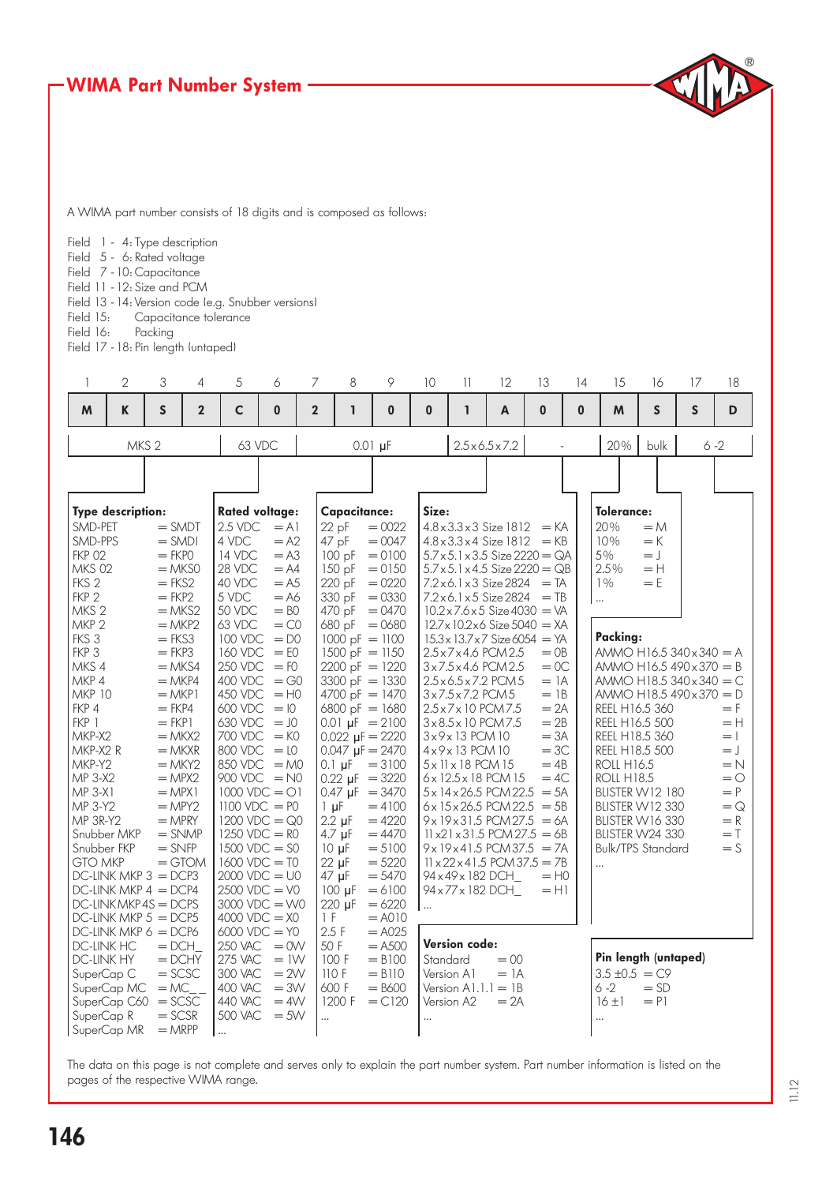# WIMA Part Number System

A WIMA part number consists of 18 digits and is composed as follows:

Field 1 - 4: Type description
Field 5 - 6: Rated voltage
Field 7 - 10: Capacitance
Field 11 - 12: Size and PCM
Field 13 - 14: Version code (e.g. Snubber versions)
Field 15: Capacitance tolerance
Field 16: Packing
Field 17 - 18: Pin length (untaped)

| 1 | 2 | 3 | 4 | 5 | 6 | 7 | 8 | 9 | 10 | 11 | 12 | 13 | 14 | 15 | 16 | 17 | 18 |
|---|---|---|---|---|---|---|---|---|---|---|---|---|---|---|---|---|---|
| M | K | S | 2 | C | 0 | 2 | 1 | 0 | 0 | 1 | A | 0 | 0 | M | S | S | D |
| MKS 2 | | | | 63 VDC | | 0.01 µF | | | | 2.5x6.5x7.2 | | - | | 20% | bulk | 6 -2 | |

**Type description:**

| | |
|---|---|
| SMD-PET | = SMDT |
| SMD-PPS | = SMDI |
| FKP 02 | = FKP0 |
| MKS 02 | = MKS0 |
| FKS 2 | = FKS2 |
| FKP 2 | = FKP2 |
| MKS 2 | = MKS2 |
| MKP 2 | = MKP2 |
| FKS 3 | = FKS3 |
| FKP 3 | = FKP3 |
| MKS 4 | = MKS4 |
| MKP 4 | = MKP4 |
| MKP 10 | = MKP1 |
| FKP 4 | = FKP4 |
| FKP 1 | = FKP1 |
| MKP-X2 | = MKX2 |
| MKP-X2 R | = MKXR |
| MKP-Y2 | = MKY2 |
| MP 3-X2 | = MPX2 |
| MP 3-X1 | = MPX1 |
| MP 3-Y2 | = MPY2 |
| MP 3R-Y2 | = MPRY |
| Snubber MKP | = SNMP |
| Snubber FKP | = SNFP |
| GTO MKP | = GTOM |
| DC-LINK MKP 3 | = DCP3 |
| DC-LINK MKP 4 | = DCP4 |
| DC-LINK MKP 4S | = DCPS |
| DC-LINK MKP 5 | = DCP5 |
| DC-LINK MKP 6 | = DCP6 |
| DC-LINK HC | = DCH_ |
| DC-LINK HY | = DCHY |
| SuperCap C | = SCSC |
| SuperCap MC | = MC__ |
| SuperCap C60 | = SCSC |
| SuperCap R | = SCSR |
| SuperCap MR | = MRPP |

**Rated voltage:**

| | |
|---|---|
| 2.5 VDC | = A1 |
| 4 VDC | = A2 |
| 14 VDC | = A3 |
| 28 VDC | = A4 |
| 40 VDC | = A5 |
| 5 VDC | = A6 |
| 50 VDC | = B0 |
| 63 VDC | = C0 |
| 100 VDC | = D0 |
| 160 VDC | = E0 |
| 250 VDC | = F0 |
| 400 VDC | = G0 |
| 450 VDC | = H0 |
| 600 VDC | = I0 |
| 630 VDC | = J0 |
| 700 VDC | = K0 |
| 800 VDC | = L0 |
| 850 VDC | = M0 |
| 900 VDC | = N0 |
| 1000 VDC | = O1 |
| 1100 VDC | = P0 |
| 1200 VDC | = Q0 |
| 1250 VDC | = R0 |
| 1500 VDC | = S0 |
| 1600 VDC | = T0 |
| 2000 VDC | = U0 |
| 2500 VDC | = V0 |
| 3000 VDC | = W0 |
| 4000 VDC | = X0 |
| 6000 VDC | = Y0 |
| 250 VAC | = 0W |
| 275 VAC | = 1W |
| 300 VAC | = 2W |
| 400 VAC | = 3W |
| 440 VAC | = 4W |
| 500 VAC | = 5W |
| ... | |

**Capacitance:**

| | |
|---|---|
| 22 pF | = 0022 |
| 47 pF | = 0047 |
| 100 pF | = 0100 |
| 150 pF | = 0150 |
| 220 pF | = 0220 |
| 330 pF | = 0330 |
| 470 pF | = 0470 |
| 680 pF | = 0680 |
| 1000 pF | = 1100 |
| 1500 pF | = 1150 |
| 2200 pF | = 1220 |
| 3300 pF | = 1330 |
| 4700 pF | = 1470 |
| 6800 pF | = 1680 |
| 0.01 µF | = 2100 |
| 0.022 µF | = 2220 |
| 0.047 µF | = 2470 |
| 0.1 µF | = 3100 |
| 0.22 µF | = 3220 |
| 0.47 µF | = 3470 |
| 1 µF | = 4100 |
| 2.2 µF | = 4220 |
| 4.7 µF | = 4470 |
| 10 µF | = 5100 |
| 22 µF | = 5220 |
| 47 µF | = 5470 |
| 100 µF | = 6100 |
| 220 µF | = 6220 |
| 1 F | = A010 |
| 2.5 F | = A025 |
| 50 F | = A500 |
| 100 F | = B100 |
| 110 F | = B110 |
| 600 F | = B600 |
| 1200 F | = C120 |
| ... | |

**Size:**

| | |
|---|---|
| 4.8x3.3x3 Size 1812 | = KA |
| 4.8x3.3x4 Size 1812 | = KB |
| 5.7x5.1x3.5 Size 2220 | = QA |
| 5.7x5.1x4.5 Size 2220 | = QB |
| 7.2x6.1x3 Size 2824 | = TA |
| 7.2x6.1x5 Size 2824 | = TB |
| 10.2x7.6x5 Size 4030 | = VA |
| 12.7x10.2x6 Size 5040 | = XA |
| 15.3x13.7x7 Size 6054 | = YA |
| 2.5x7x4.6 PCM 2.5 | = 0B |
| 3x7.5x4.6 PCM 2.5 | = 0C |
| 2.5x6.5x7.2 PCM 5 | = 1A |
| 3x7.5x7.2 PCM 5 | = 1B |
| 2.5x7x10 PCM 7.5 | = 2A |
| 3x8.5x10 PCM 7.5 | = 2B |
| 3x9x13 PCM 10 | = 3A |
| 4x9x13 PCM 10 | = 3C |
| 5x11x18 PCM 15 | = 4B |
| 6x12.5x18 PCM 15 | = 4C |
| 5x14x26.5 PCM 22.5 | = 5A |
| 6x15x26.5 PCM 22.5 | = 5B |
| 9x19x31.5 PCM 27.5 | = 6A |
| 11x21x31.5 PCM 27.5 | = 6B |
| 9x19x41.5 PCM 37.5 | = 7A |
| 11x22x41.5 PCM 37.5 | = 7B |
| 94x49x182 DCH_ | = H0 |
| 94x77x182 DCH_ | = H1 |
| ... | |

**Version code:**

| | |
|---|---|
| Standard | = 00 |
| Version A1 | = 1A |
| Version A1.1.1 | = 1B |
| Version A2 | = 2A |
| ... | |

**Tolerance:**

| | |
|---|---|
| 20% | = M |
| 10% | = K |
| 5% | = J |
| 2.5% | = H |
| 1% | = E |
| ... | |

**Packing:**

| | |
|---|---|
| AMMO H16.5 340x340 | = A |
| AMMO H16.5 490x370 | = B |
| AMMO H18.5 340x340 | = C |
| AMMO H18.5 490x370 | = D |
| REEL H16.5 360 | = F |
| REEL H16.5 500 | = H |
| REEL H18.5 360 | = I |
| REEL H18.5 500 | = J |
| ROLL H16.5 | = N |
| ROLL H18.5 | = O |
| BLISTER W12 180 | = P |
| BLISTER W12 330 | = Q |
| BLISTER W16 330 | = R |
| BLISTER W24 330 | = T |
| Bulk/TPS Standard | = S |
| ... | |

**Pin length (untaped)**

| | |
|---|---|
| 3.5 ±0.5 | = C9 |
| 6 -2 | = SD |
| 16 ±1 | = P1 |
| ... | |

The data on this page is not complete and serves only to explain the part number system. Part number information is listed on the pages of the respective WIMA range.